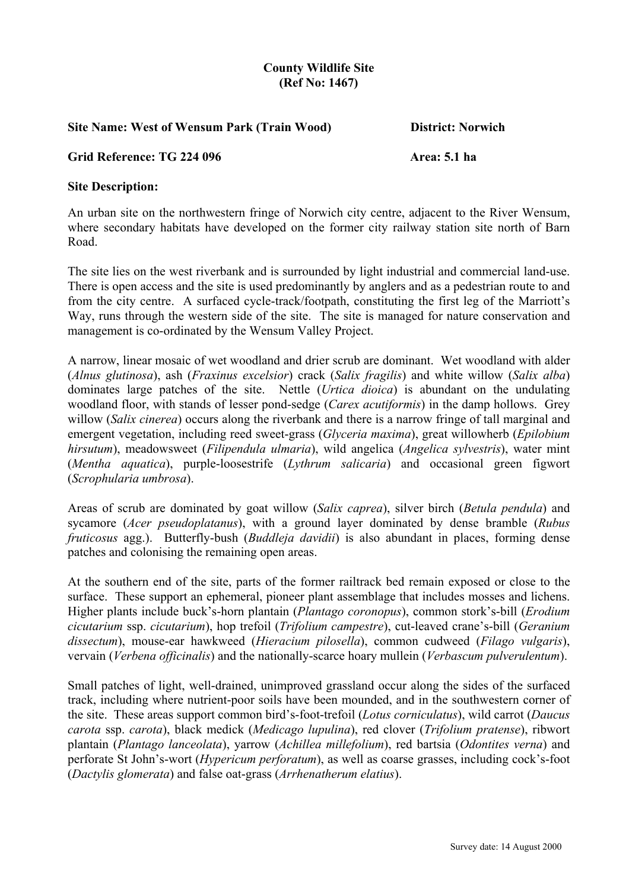**County Wildlife Site**
**(Ref No: 1467)**

**Site Name: West of Wensum Park (Train Wood)** **District: Norwich**

**Grid Reference: TG 224 096** **Area: 5.1 ha**

**Site Description:**

An urban site on the northwestern fringe of Norwich city centre, adjacent to the River Wensum, where secondary habitats have developed on the former city railway station site north of Barn Road.

The site lies on the west riverbank and is surrounded by light industrial and commercial land-use. There is open access and the site is used predominantly by anglers and as a pedestrian route to and from the city centre. A surfaced cycle-track/footpath, constituting the first leg of the Marriott's Way, runs through the western side of the site. The site is managed for nature conservation and management is co-ordinated by the Wensum Valley Project.

A narrow, linear mosaic of wet woodland and drier scrub are dominant. Wet woodland with alder (*Alnus glutinosa*), ash (*Fraxinus excelsior*) crack (*Salix fragilis*) and white willow (*Salix alba*) dominates large patches of the site. Nettle (*Urtica dioica*) is abundant on the undulating woodland floor, with stands of lesser pond-sedge (*Carex acutiformis*) in the damp hollows. Grey willow (*Salix cinerea*) occurs along the riverbank and there is a narrow fringe of tall marginal and emergent vegetation, including reed sweet-grass (*Glyceria maxima*), great willowherb (*Epilobium hirsutum*), meadowsweet (*Filipendula ulmaria*), wild angelica (*Angelica sylvestris*), water mint (*Mentha aquatica*), purple-loosestrife (*Lythrum salicaria*) and occasional green figwort (*Scrophularia umbrosa*).

Areas of scrub are dominated by goat willow (*Salix caprea*), silver birch (*Betula pendula*) and sycamore (*Acer pseudoplatanus*), with a ground layer dominated by dense bramble (*Rubus fruticosus* agg.). Butterfly-bush (*Buddleja davidii*) is also abundant in places, forming dense patches and colonising the remaining open areas.

At the southern end of the site, parts of the former railtrack bed remain exposed or close to the surface. These support an ephemeral, pioneer plant assemblage that includes mosses and lichens. Higher plants include buck's-horn plantain (*Plantago coronopus*), common stork's-bill (*Erodium cicutarium* ssp. *cicutarium*), hop trefoil (*Trifolium campestre*), cut-leaved crane's-bill (*Geranium dissectum*), mouse-ear hawkweed (*Hieracium pilosella*), common cudweed (*Filago vulgaris*), vervain (*Verbena officinalis*) and the nationally-scarce hoary mullein (*Verbascum pulverulentum*).

Small patches of light, well-drained, unimproved grassland occur along the sides of the surfaced track, including where nutrient-poor soils have been mounded, and in the southwestern corner of the site. These areas support common bird's-foot-trefoil (*Lotus corniculatus*), wild carrot (*Daucus carota* ssp. *carota*), black medick (*Medicago lupulina*), red clover (*Trifolium pratense*), ribwort plantain (*Plantago lanceolata*), yarrow (*Achillea millefolium*), red bartsia (*Odontites verna*) and perforate St John's-wort (*Hypericum perforatum*), as well as coarse grasses, including cock's-foot (*Dactylis glomerata*) and false oat-grass (*Arrhenatherum elatius*).

Survey date: 14 August 2000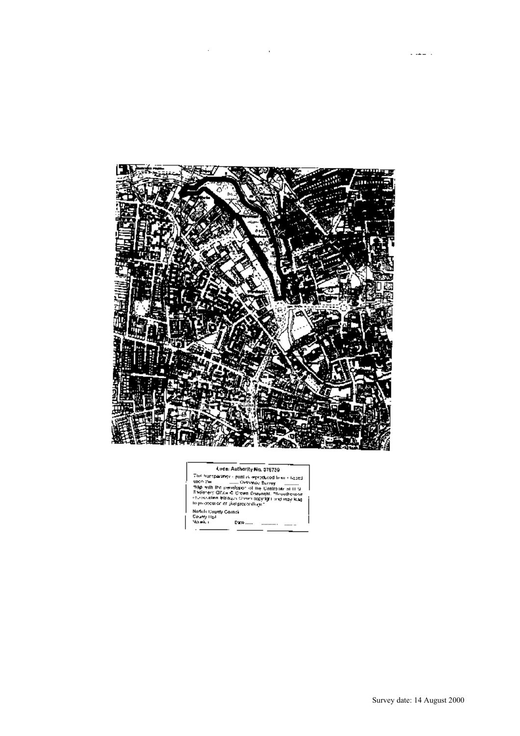Local Authority No. 076759

This transparency / print is reproduced from / based upon the ....... Ordnance Survey ........... map with the permission of the Controller of H.M. Stationery Office © Crown Copyright. "Unauthorised reproduction infringes Crown copyright and may lead to prosecution or civil proceedings"

Norfolk County Council
County Hall
Norwich        Date ...... ........... ......

Survey date: 14 August 2000